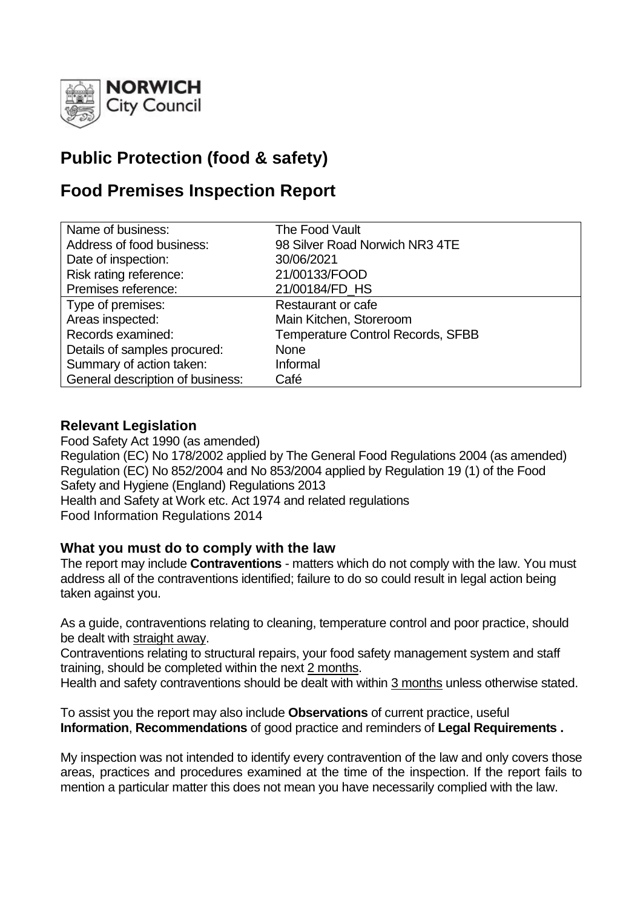**NORWICH** City Council

# Public Protection (food & safety)

# Food Premises Inspection Report

| | |
|---|---|
| Name of business: | The Food Vault |
| Address of food business: | 98 Silver Road Norwich NR3 4TE |
| Date of inspection: | 30/06/2021 |
| Risk rating reference: | 21/00133/FOOD |
| Premises reference: | 21/00184/FD_HS |
| Type of premises: | Restaurant or cafe |
| Areas inspected: | Main Kitchen, Storeroom |
| Records examined: | Temperature Control Records, SFBB |
| Details of samples procured: | None |
| Summary of action taken: | Informal |
| General description of business: | Café |

## Relevant Legislation

Food Safety Act 1990 (as amended)
Regulation (EC) No 178/2002 applied by The General Food Regulations 2004 (as amended)
Regulation (EC) No 852/2004 and No 853/2004 applied by Regulation 19 (1) of the Food Safety and Hygiene (England) Regulations 2013
Health and Safety at Work etc. Act 1974 and related regulations
Food Information Regulations 2014

## What you must do to comply with the law

The report may include **Contraventions** - matters which do not comply with the law. You must address all of the contraventions identified; failure to do so could result in legal action being taken against you.

As a guide, contraventions relating to cleaning, temperature control and poor practice, should be dealt with straight away.
Contraventions relating to structural repairs, your food safety management system and staff training, should be completed within the next 2 months.
Health and safety contraventions should be dealt with within 3 months unless otherwise stated.

To assist you the report may also include **Observations** of current practice, useful **Information**, **Recommendations** of good practice and reminders of **Legal Requirements .**

My inspection was not intended to identify every contravention of the law and only covers those areas, practices and procedures examined at the time of the inspection. If the report fails to mention a particular matter this does not mean you have necessarily complied with the law.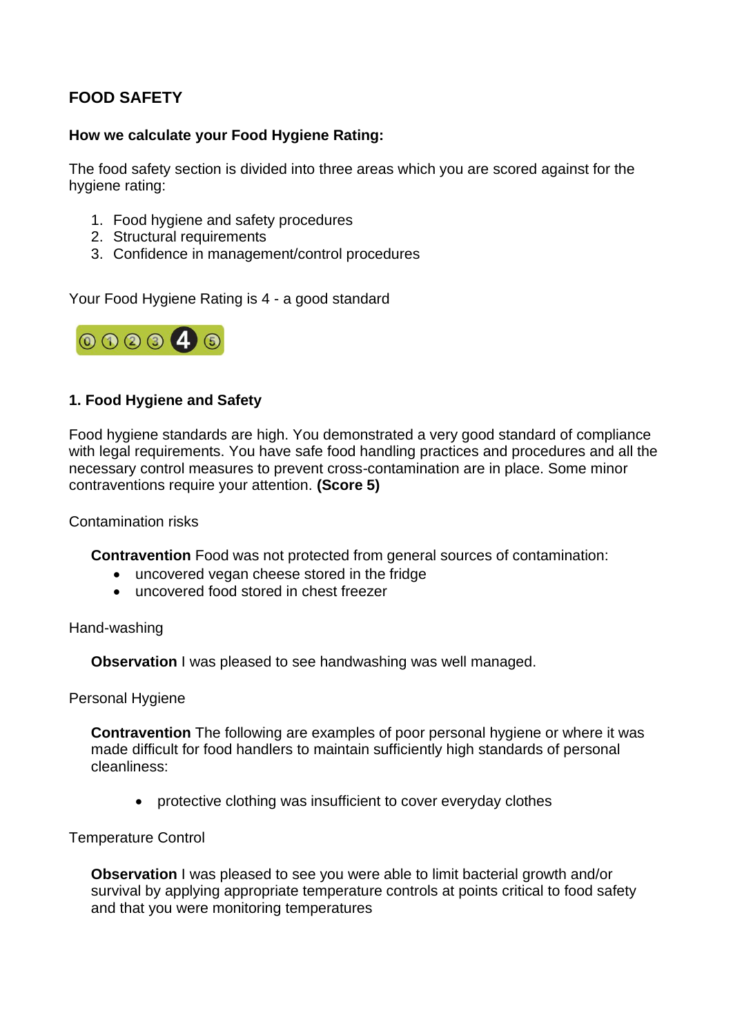## FOOD SAFETY

**How we calculate your Food Hygiene Rating:**

The food safety section is divided into three areas which you are scored against for the hygiene rating:

1. Food hygiene and safety procedures
2. Structural requirements
3. Confidence in management/control procedures

Your Food Hygiene Rating is 4 - a good standard

### 1. Food Hygiene and Safety

Food hygiene standards are high. You demonstrated a very good standard of compliance with legal requirements. You have safe food handling practices and procedures and all the necessary control measures to prevent cross-contamination are in place. Some minor contraventions require your attention. **(Score 5)**

Contamination risks

**Contravention** Food was not protected from general sources of contamination:

- uncovered vegan cheese stored in the fridge
- uncovered food stored in chest freezer

Hand-washing

**Observation** I was pleased to see handwashing was well managed.

Personal Hygiene

**Contravention** The following are examples of poor personal hygiene or where it was made difficult for food handlers to maintain sufficiently high standards of personal cleanliness:

- protective clothing was insufficient to cover everyday clothes

Temperature Control

**Observation** I was pleased to see you were able to limit bacterial growth and/or survival by applying appropriate temperature controls at points critical to food safety and that you were monitoring temperatures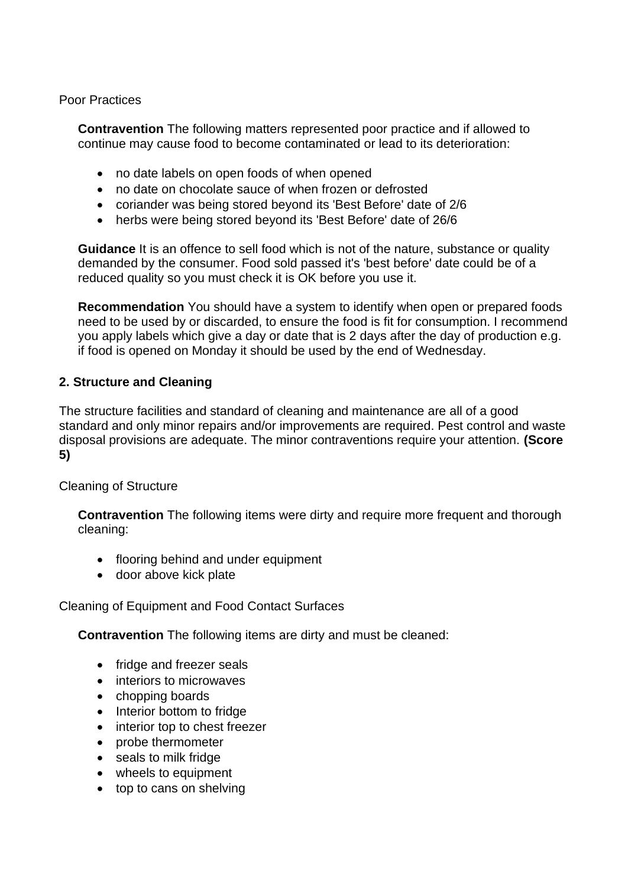Poor Practices

**Contravention** The following matters represented poor practice and if allowed to continue may cause food to become contaminated or lead to its deterioration:

- no date labels on open foods of when opened
- no date on chocolate sauce of when frozen or defrosted
- coriander was being stored beyond its 'Best Before' date of 2/6
- herbs were being stored beyond its 'Best Before' date of 26/6

**Guidance** It is an offence to sell food which is not of the nature, substance or quality demanded by the consumer. Food sold passed it's 'best before' date could be of a reduced quality so you must check it is OK before you use it.

**Recommendation** You should have a system to identify when open or prepared foods need to be used by or discarded, to ensure the food is fit for consumption. I recommend you apply labels which give a day or date that is 2 days after the day of production e.g. if food is opened on Monday it should be used by the end of Wednesday.

**2. Structure and Cleaning**

The structure facilities and standard of cleaning and maintenance are all of a good standard and only minor repairs and/or improvements are required. Pest control and waste disposal provisions are adequate. The minor contraventions require your attention. **(Score 5)**

Cleaning of Structure

**Contravention** The following items were dirty and require more frequent and thorough cleaning:

- flooring behind and under equipment
- door above kick plate

Cleaning of Equipment and Food Contact Surfaces

**Contravention** The following items are dirty and must be cleaned:

- fridge and freezer seals
- interiors to microwaves
- chopping boards
- Interior bottom to fridge
- interior top to chest freezer
- probe thermometer
- seals to milk fridge
- wheels to equipment
- top to cans on shelving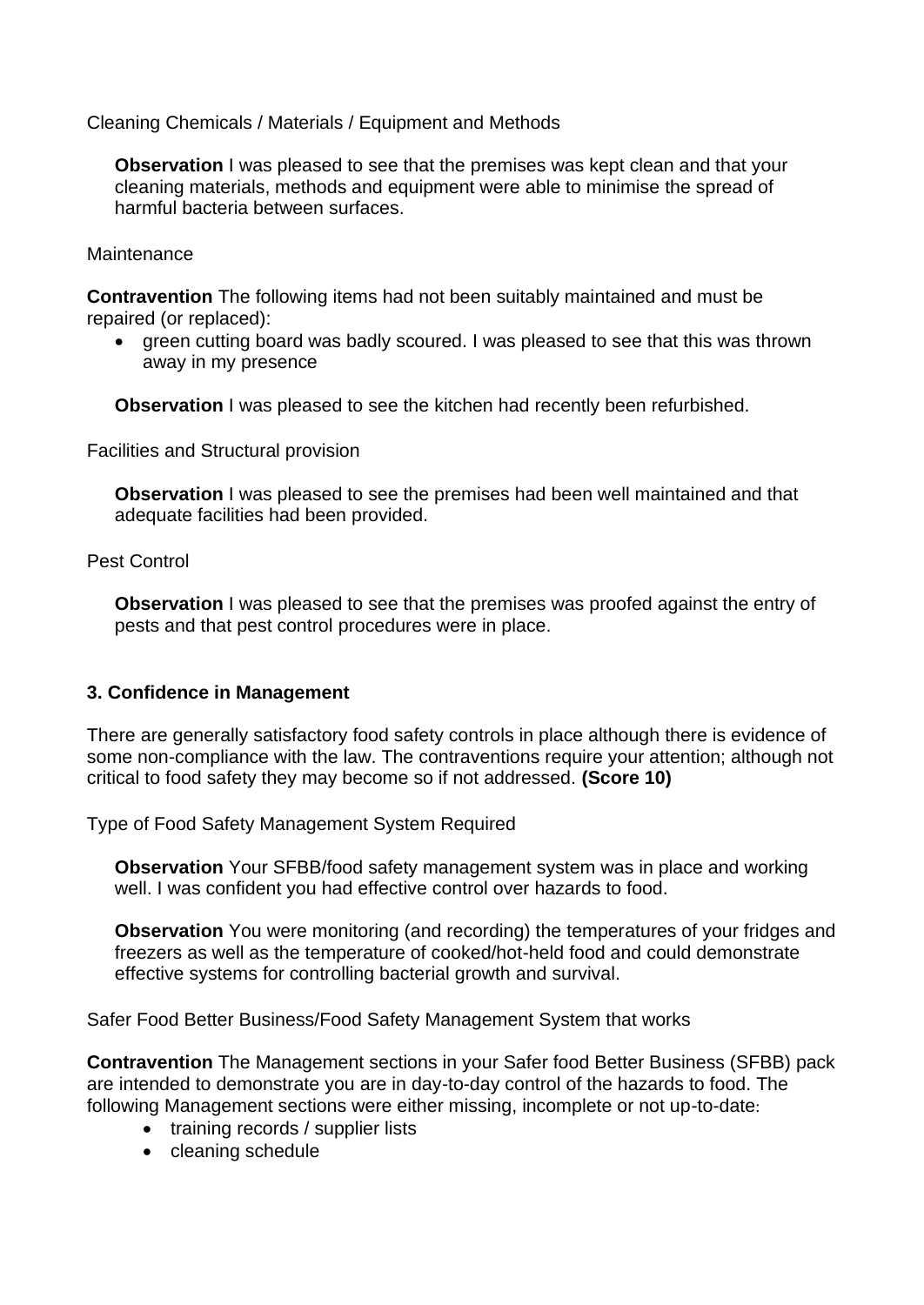Cleaning Chemicals / Materials / Equipment and Methods

**Observation** I was pleased to see that the premises was kept clean and that your cleaning materials, methods and equipment were able to minimise the spread of harmful bacteria between surfaces.

Maintenance

**Contravention** The following items had not been suitably maintained and must be repaired (or replaced):

- green cutting board was badly scoured. I was pleased to see that this was thrown away in my presence

**Observation** I was pleased to see the kitchen had recently been refurbished.

Facilities and Structural provision

**Observation** I was pleased to see the premises had been well maintained and that adequate facilities had been provided.

Pest Control

**Observation** I was pleased to see that the premises was proofed against the entry of pests and that pest control procedures were in place.

### 3. Confidence in Management

There are generally satisfactory food safety controls in place although there is evidence of some non-compliance with the law. The contraventions require your attention; although not critical to food safety they may become so if not addressed. **(Score 10)**

Type of Food Safety Management System Required

**Observation** Your SFBB/food safety management system was in place and working well. I was confident you had effective control over hazards to food.

**Observation** You were monitoring (and recording) the temperatures of your fridges and freezers as well as the temperature of cooked/hot-held food and could demonstrate effective systems for controlling bacterial growth and survival.

Safer Food Better Business/Food Safety Management System that works

**Contravention** The Management sections in your Safer food Better Business (SFBB) pack are intended to demonstrate you are in day-to-day control of the hazards to food. The following Management sections were either missing, incomplete or not up-to-date:

- training records / supplier lists
- cleaning schedule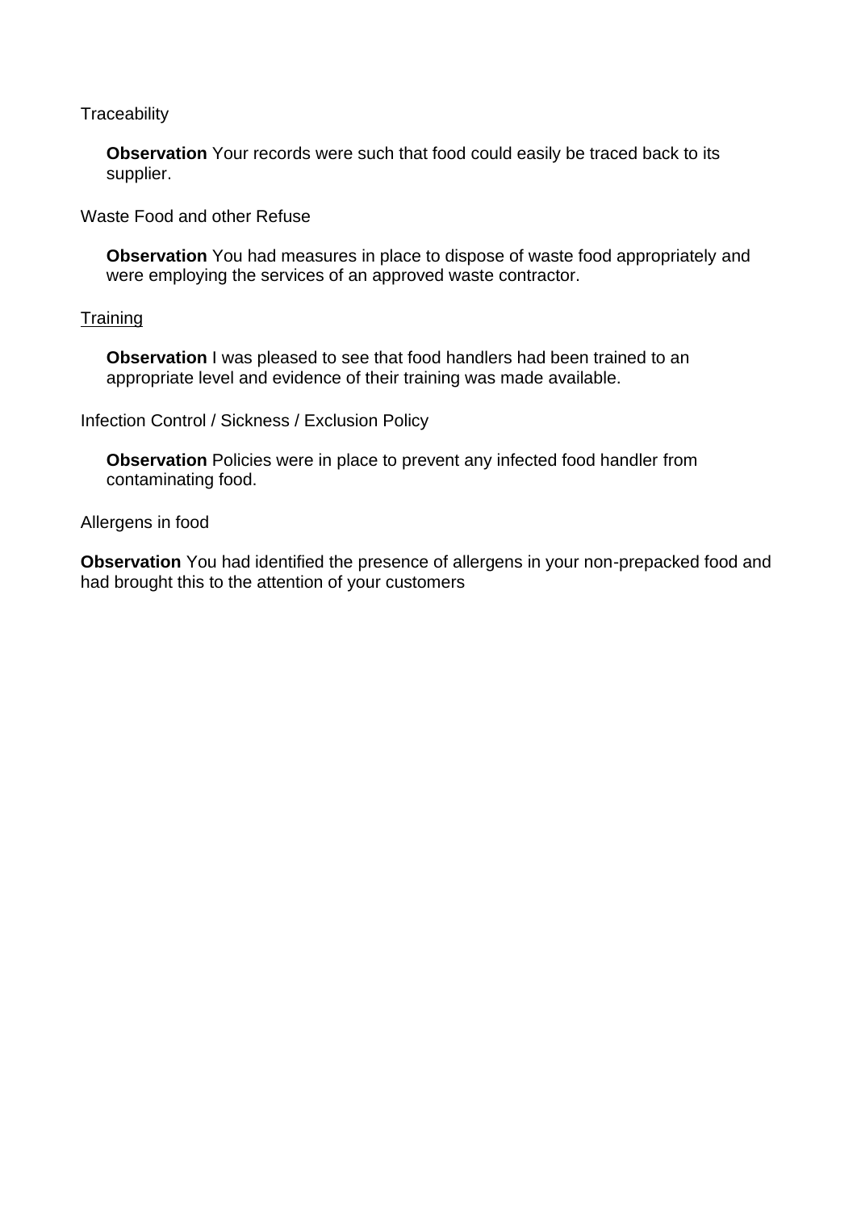Traceability

**Observation** Your records were such that food could easily be traced back to its supplier.

Waste Food and other Refuse

**Observation** You had measures in place to dispose of waste food appropriately and were employing the services of an approved waste contractor.

<u>Training</u>

**Observation** I was pleased to see that food handlers had been trained to an appropriate level and evidence of their training was made available.

Infection Control / Sickness / Exclusion Policy

**Observation** Policies were in place to prevent any infected food handler from contaminating food.

Allergens in food

**Observation** You had identified the presence of allergens in your non-prepacked food and had brought this to the attention of your customers